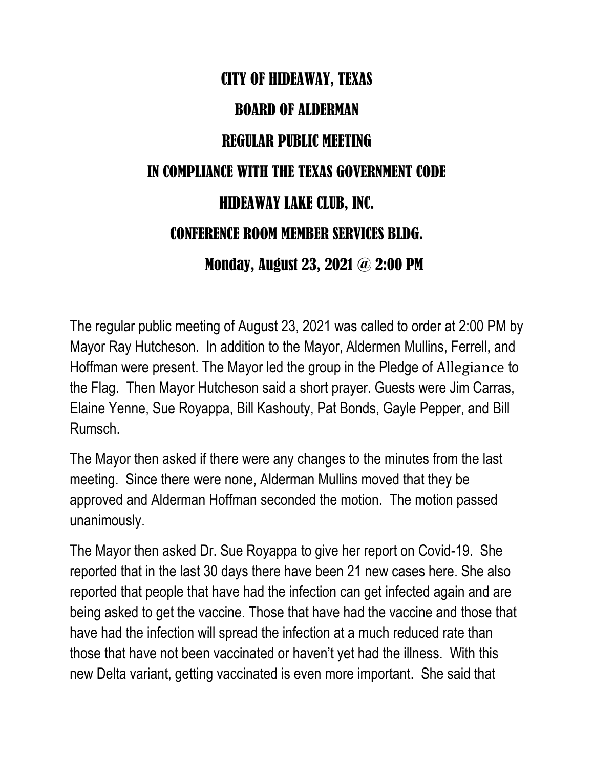# CITY OF HIDEAWAY, TEXAS

# BOARD OF ALDERMAN

# REGULAR PUBLIC MEETING

# IN COMPLIANCE WITH THE TEXAS GOVERNMENT CODE

# HIDEAWAY LAKE CLUB, INC.

# CONFERENCE ROOM MEMBER SERVICES BLDG.

# Monday, August 23, 2021 @ 2:00 PM

The regular public meeting of August 23, 2021 was called to order at 2:00 PM by Mayor Ray Hutcheson. In addition to the Mayor, Aldermen Mullins, Ferrell, and Hoffman were present. The Mayor led the group in the Pledge of Allegiance to the Flag. Then Mayor Hutcheson said a short prayer. Guests were Jim Carras, Elaine Yenne, Sue Royappa, Bill Kashouty, Pat Bonds, Gayle Pepper, and Bill Rumsch.

The Mayor then asked if there were any changes to the minutes from the last meeting. Since there were none, Alderman Mullins moved that they be approved and Alderman Hoffman seconded the motion. The motion passed unanimously.

The Mayor then asked Dr. Sue Royappa to give her report on Covid-19. She reported that in the last 30 days there have been 21 new cases here. She also reported that people that have had the infection can get infected again and are being asked to get the vaccine. Those that have had the vaccine and those that have had the infection will spread the infection at a much reduced rate than those that have not been vaccinated or haven't yet had the illness. With this new Delta variant, getting vaccinated is even more important. She said that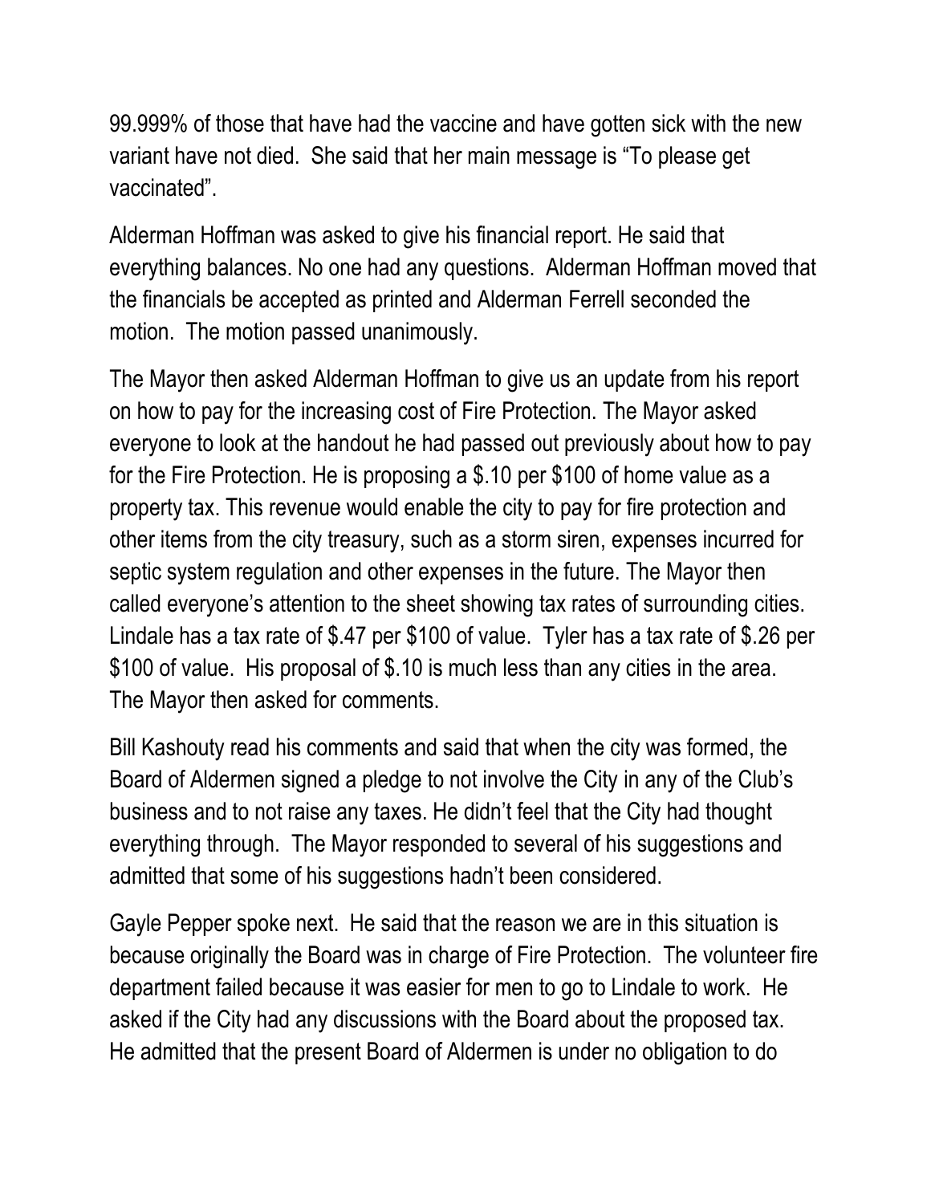99.999% of those that have had the vaccine and have gotten sick with the new variant have not died. She said that her main message is "To please get vaccinated".

Alderman Hoffman was asked to give his financial report. He said that everything balances. No one had any questions. Alderman Hoffman moved that the financials be accepted as printed and Alderman Ferrell seconded the motion. The motion passed unanimously.

The Mayor then asked Alderman Hoffman to give us an update from his report on how to pay for the increasing cost of Fire Protection. The Mayor asked everyone to look at the handout he had passed out previously about how to pay for the Fire Protection. He is proposing a $.10 per $100 of home value as a property tax. This revenue would enable the city to pay for fire protection and other items from the city treasury, such as a storm siren, expenses incurred for septic system regulation and other expenses in the future. The Mayor then called everyone's attention to the sheet showing tax rates of surrounding cities. Lindale has a tax rate of $.47 per $100 of value. Tyler has a tax rate of $.26 per $100 of value. His proposal of $.10 is much less than any cities in the area. The Mayor then asked for comments.

Bill Kashouty read his comments and said that when the city was formed, the Board of Aldermen signed a pledge to not involve the City in any of the Club's business and to not raise any taxes. He didn't feel that the City had thought everything through. The Mayor responded to several of his suggestions and admitted that some of his suggestions hadn't been considered.

Gayle Pepper spoke next. He said that the reason we are in this situation is because originally the Board was in charge of Fire Protection. The volunteer fire department failed because it was easier for men to go to Lindale to work. He asked if the City had any discussions with the Board about the proposed tax. He admitted that the present Board of Aldermen is under no obligation to do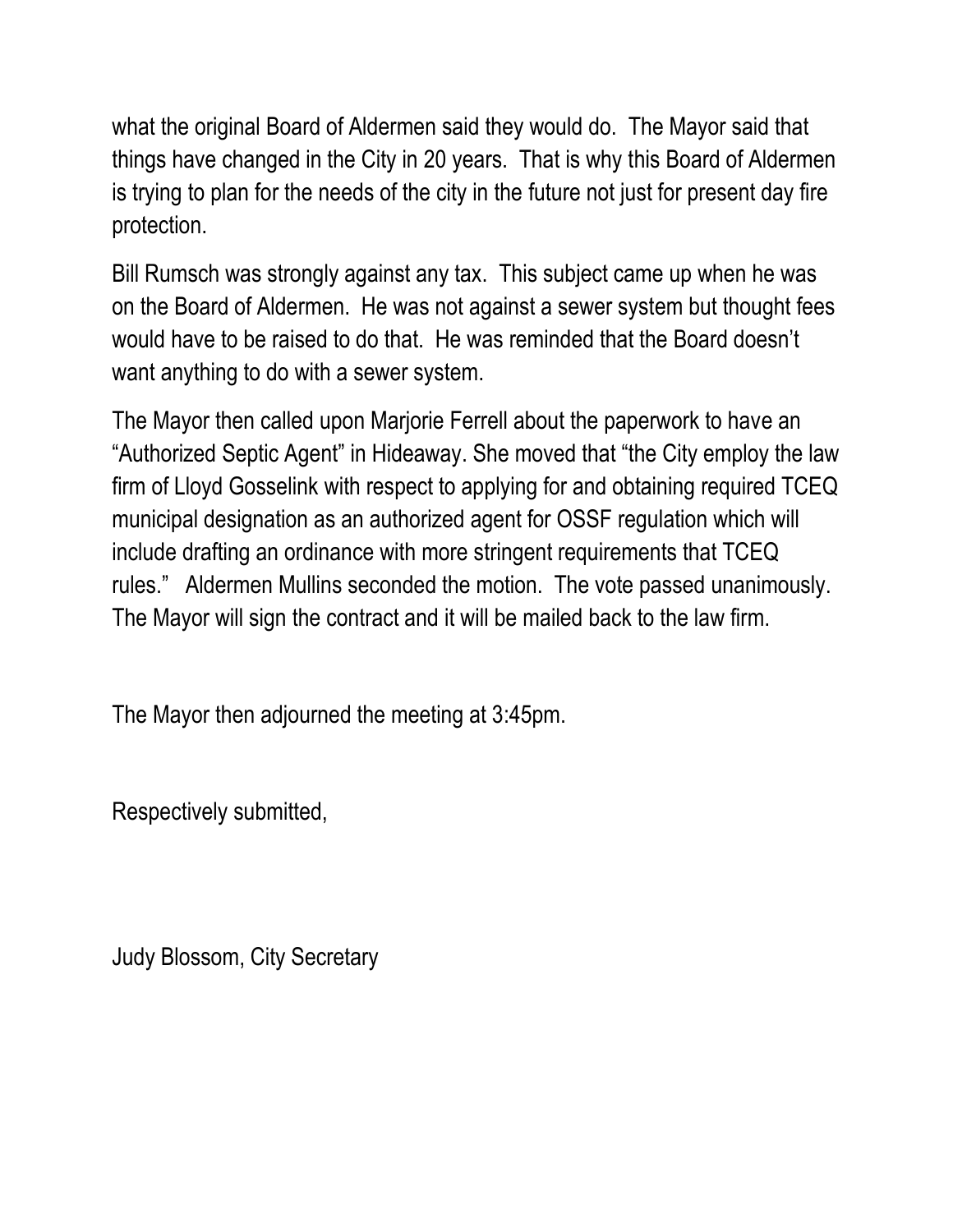what the original Board of Aldermen said they would do. The Mayor said that things have changed in the City in 20 years. That is why this Board of Aldermen is trying to plan for the needs of the city in the future not just for present day fire protection.

Bill Rumsch was strongly against any tax. This subject came up when he was on the Board of Aldermen. He was not against a sewer system but thought fees would have to be raised to do that. He was reminded that the Board doesn't want anything to do with a sewer system.

The Mayor then called upon Marjorie Ferrell about the paperwork to have an "Authorized Septic Agent" in Hideaway. She moved that "the City employ the law firm of Lloyd Gosselink with respect to applying for and obtaining required TCEQ municipal designation as an authorized agent for OSSF regulation which will include drafting an ordinance with more stringent requirements that TCEQ rules." Aldermen Mullins seconded the motion. The vote passed unanimously. The Mayor will sign the contract and it will be mailed back to the law firm.

The Mayor then adjourned the meeting at 3:45pm.

Respectively submitted,

Judy Blossom, City Secretary